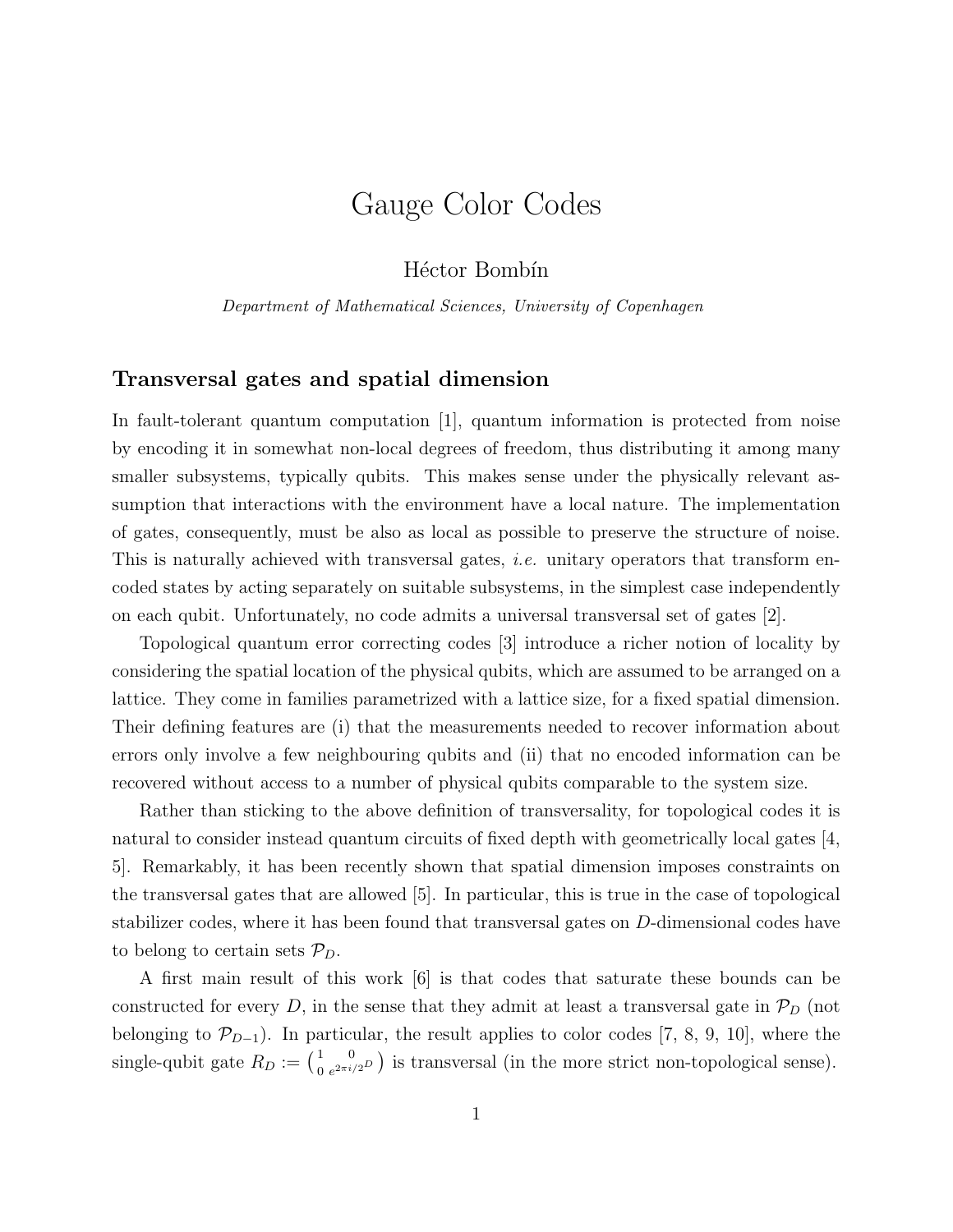# Gauge Color Codes

Héctor Bombín

*Department of Mathematical Sciences, University of Copenhagen*

## Transversal gates and spatial dimension

In fault-tolerant quantum computation [1], quantum information is protected from noise by encoding it in somewhat non-local degrees of freedom, thus distributing it among many smaller subsystems, typically qubits. This makes sense under the physically relevant assumption that interactions with the environment have a local nature. The implementation of gates, consequently, must be also as local as possible to preserve the structure of noise. This is naturally achieved with transversal gates, *i.e.* unitary operators that transform encoded states by acting separately on suitable subsystems, in the simplest case independently on each qubit. Unfortunately, no code admits a universal transversal set of gates [2].

Topological quantum error correcting codes [3] introduce a richer notion of locality by considering the spatial location of the physical qubits, which are assumed to be arranged on a lattice. They come in families parametrized with a lattice size, for a fixed spatial dimension. Their defining features are (i) that the measurements needed to recover information about errors only involve a few neighbouring qubits and (ii) that no encoded information can be recovered without access to a number of physical qubits comparable to the system size.

Rather than sticking to the above definition of transversality, for topological codes it is natural to consider instead quantum circuits of fixed depth with geometrically local gates [4, 5]. Remarkably, it has been recently shown that spatial dimension imposes constraints on the transversal gates that are allowed [5]. In particular, this is true in the case of topological stabilizer codes, where it has been found that transversal gates on $D$-dimensional codes have to belong to certain sets $\mathcal{P}_D$.

A first main result of this work [6] is that codes that saturate these bounds can be constructed for every $D$, in the sense that they admit at least a transversal gate in $\mathcal{P}_D$ (not belonging to $\mathcal{P}_{D-1}$). In particular, the result applies to color codes [7, 8, 9, 10], where the single-qubit gate $R_D := \begin{pmatrix} 1 & 0 \\ 0 & e^{2\pi i/2^D} \end{pmatrix}$ is transversal (in the more strict non-topological sense).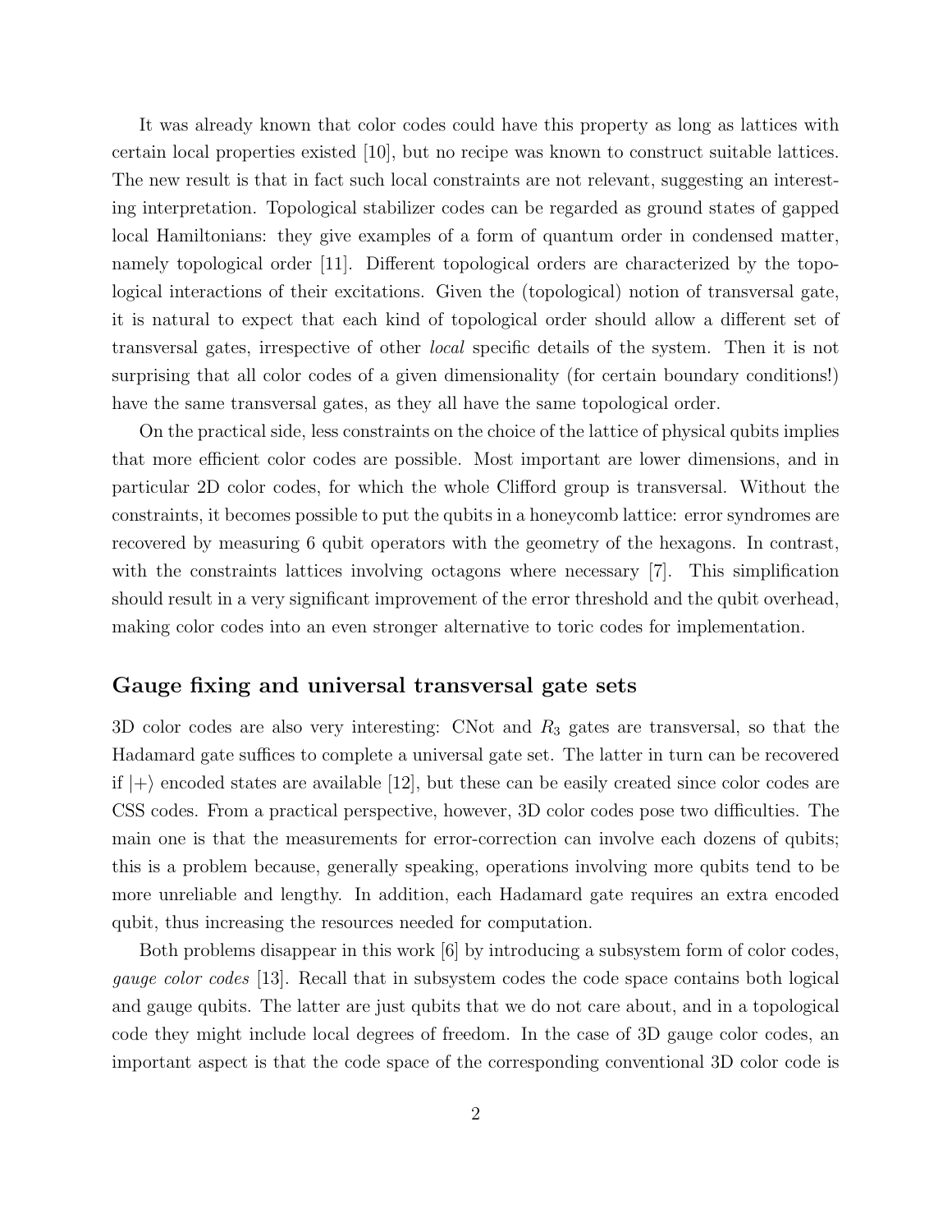It was already known that color codes could have this property as long as lattices with certain local properties existed [10], but no recipe was known to construct suitable lattices. The new result is that in fact such local constraints are not relevant, suggesting an interesting interpretation. Topological stabilizer codes can be regarded as ground states of gapped local Hamiltonians: they give examples of a form of quantum order in condensed matter, namely topological order [11]. Different topological orders are characterized by the topological interactions of their excitations. Given the (topological) notion of transversal gate, it is natural to expect that each kind of topological order should allow a different set of transversal gates, irrespective of other *local* specific details of the system. Then it is not surprising that all color codes of a given dimensionality (for certain boundary conditions!) have the same transversal gates, as they all have the same topological order.

On the practical side, less constraints on the choice of the lattice of physical qubits implies that more efficient color codes are possible. Most important are lower dimensions, and in particular 2D color codes, for which the whole Clifford group is transversal. Without the constraints, it becomes possible to put the qubits in a honeycomb lattice: error syndromes are recovered by measuring 6 qubit operators with the geometry of the hexagons. In contrast, with the constraints lattices involving octagons where necessary [7]. This simplification should result in a very significant improvement of the error threshold and the qubit overhead, making color codes into an even stronger alternative to toric codes for implementation.

## Gauge fixing and universal transversal gate sets

3D color codes are also very interesting: CNot and $R_3$ gates are transversal, so that the Hadamard gate suffices to complete a universal gate set. The latter in turn can be recovered if $|+\rangle$ encoded states are available [12], but these can be easily created since color codes are CSS codes. From a practical perspective, however, 3D color codes pose two difficulties. The main one is that the measurements for error-correction can involve each dozens of qubits; this is a problem because, generally speaking, operations involving more qubits tend to be more unreliable and lengthy. In addition, each Hadamard gate requires an extra encoded qubit, thus increasing the resources needed for computation.

Both problems disappear in this work [6] by introducing a subsystem form of color codes, *gauge color codes* [13]. Recall that in subsystem codes the code space contains both logical and gauge qubits. The latter are just qubits that we do not care about, and in a topological code they might include local degrees of freedom. In the case of 3D gauge color codes, an important aspect is that the code space of the corresponding conventional 3D color code is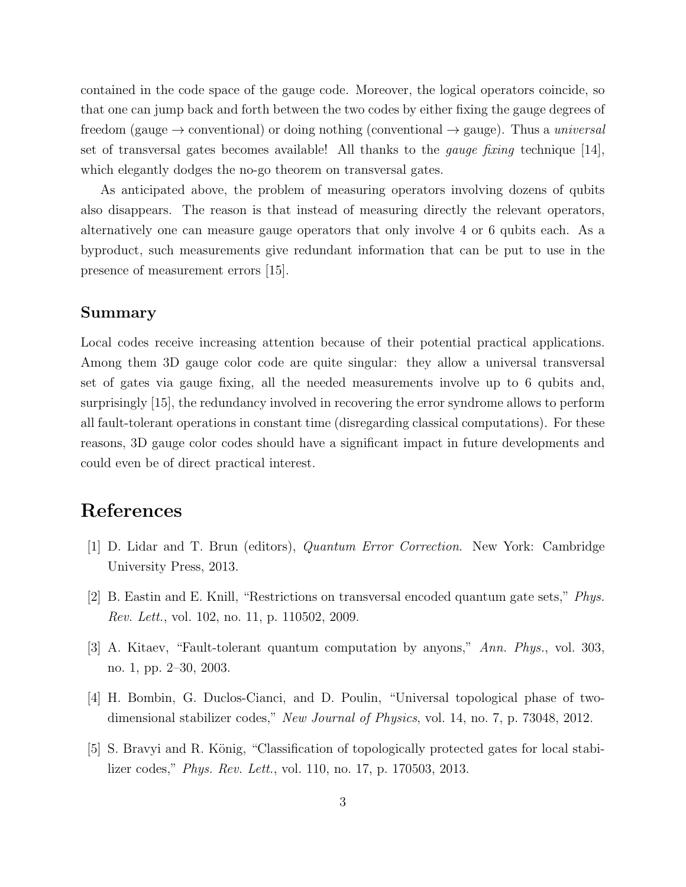contained in the code space of the gauge code. Moreover, the logical operators coincide, so that one can jump back and forth between the two codes by either fixing the gauge degrees of freedom (gauge $\rightarrow$ conventional) or doing nothing (conventional $\rightarrow$ gauge). Thus a *universal* set of transversal gates becomes available! All thanks to the *gauge fixing* technique [14], which elegantly dodges the no-go theorem on transversal gates.

As anticipated above, the problem of measuring operators involving dozens of qubits also disappears. The reason is that instead of measuring directly the relevant operators, alternatively one can measure gauge operators that only involve 4 or 6 qubits each. As a byproduct, such measurements give redundant information that can be put to use in the presence of measurement errors [15].

### Summary

Local codes receive increasing attention because of their potential practical applications. Among them 3D gauge color code are quite singular: they allow a universal transversal set of gates via gauge fixing, all the needed measurements involve up to 6 qubits and, surprisingly [15], the redundancy involved in recovering the error syndrome allows to perform all fault-tolerant operations in constant time (disregarding classical computations). For these reasons, 3D gauge color codes should have a significant impact in future developments and could even be of direct practical interest.

## References

[1] D. Lidar and T. Brun (editors), *Quantum Error Correction.* New York: Cambridge University Press, 2013.

[2] B. Eastin and E. Knill, "Restrictions on transversal encoded quantum gate sets," *Phys. Rev. Lett.*, vol. 102, no. 11, p. 110502, 2009.

[3] A. Kitaev, "Fault-tolerant quantum computation by anyons," *Ann. Phys.*, vol. 303, no. 1, pp. 2–30, 2003.

[4] H. Bombin, G. Duclos-Cianci, and D. Poulin, "Universal topological phase of two-dimensional stabilizer codes," *New Journal of Physics*, vol. 14, no. 7, p. 73048, 2012.

[5] S. Bravyi and R. König, "Classification of topologically protected gates for local stabilizer codes," *Phys. Rev. Lett.*, vol. 110, no. 17, p. 170503, 2013.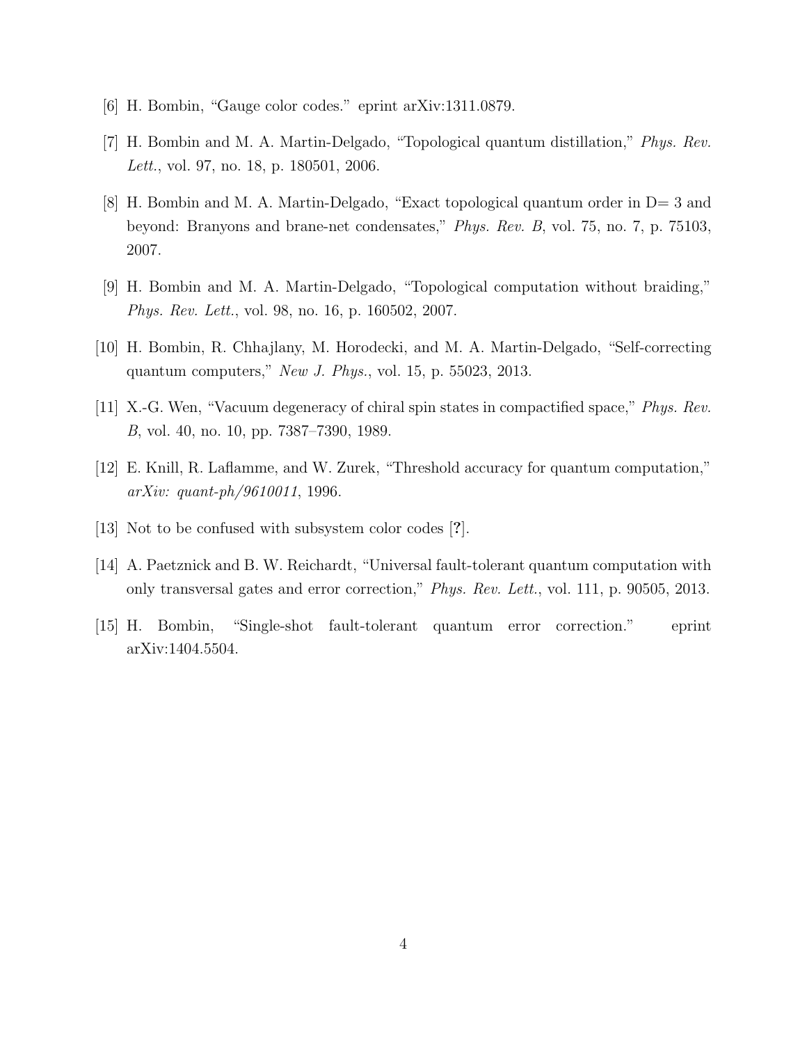[6] H. Bombin, "Gauge color codes." eprint arXiv:1311.0879.

[7] H. Bombin and M. A. Martin-Delgado, "Topological quantum distillation," *Phys. Rev. Lett.*, vol. 97, no. 18, p. 180501, 2006.

[8] H. Bombin and M. A. Martin-Delgado, "Exact topological quantum order in D= 3 and beyond: Branyons and brane-net condensates," *Phys. Rev. B*, vol. 75, no. 7, p. 75103, 2007.

[9] H. Bombin and M. A. Martin-Delgado, "Topological computation without braiding," *Phys. Rev. Lett.*, vol. 98, no. 16, p. 160502, 2007.

[10] H. Bombin, R. Chhajlany, M. Horodecki, and M. A. Martin-Delgado, "Self-correcting quantum computers," *New J. Phys.*, vol. 15, p. 55023, 2013.

[11] X.-G. Wen, "Vacuum degeneracy of chiral spin states in compactified space," *Phys. Rev. B*, vol. 40, no. 10, pp. 7387–7390, 1989.

[12] E. Knill, R. Laflamme, and W. Zurek, "Threshold accuracy for quantum computation," *arXiv: quant-ph/9610011*, 1996.

[13] Not to be confused with subsystem color codes [**?**].

[14] A. Paetznick and B. W. Reichardt, "Universal fault-tolerant quantum computation with only transversal gates and error correction," *Phys. Rev. Lett.*, vol. 111, p. 90505, 2013.

[15] H. Bombin, "Single-shot fault-tolerant quantum error correction." eprint arXiv:1404.5504.